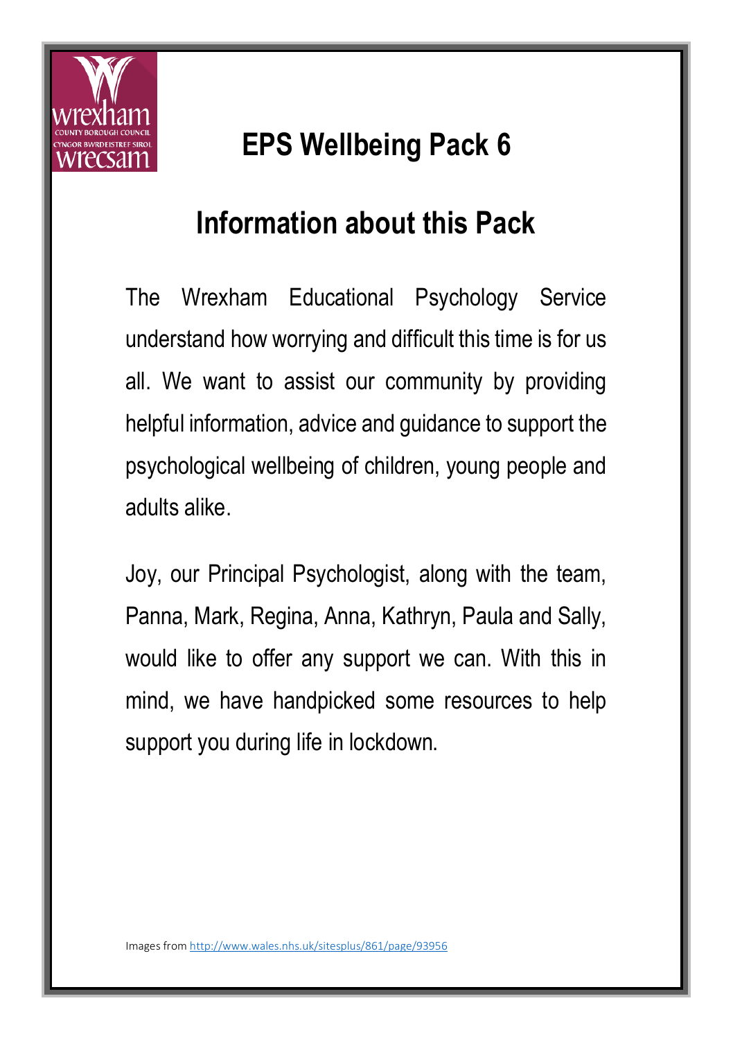# EPS Wellbeing Pack 6

## Information about this Pack

The Wrexham Educational Psychology Service understand how worrying and difficult this time is for us all. We want to assist our community by providing helpful information, advice and guidance to support the psychological wellbeing of children, young people and adults alike.

Joy, our Principal Psychologist, along with the team, Panna, Mark, Regina, Anna, Kathryn, Paula and Sally, would like to offer any support we can. With this in mind, we have handpicked some resources to help support you during life in lockdown.

Images from [http://www.wales.nhs.uk/sitesplus/861/page/93956](http://www.wales.nhs.uk/sitesplus/861/page/93956)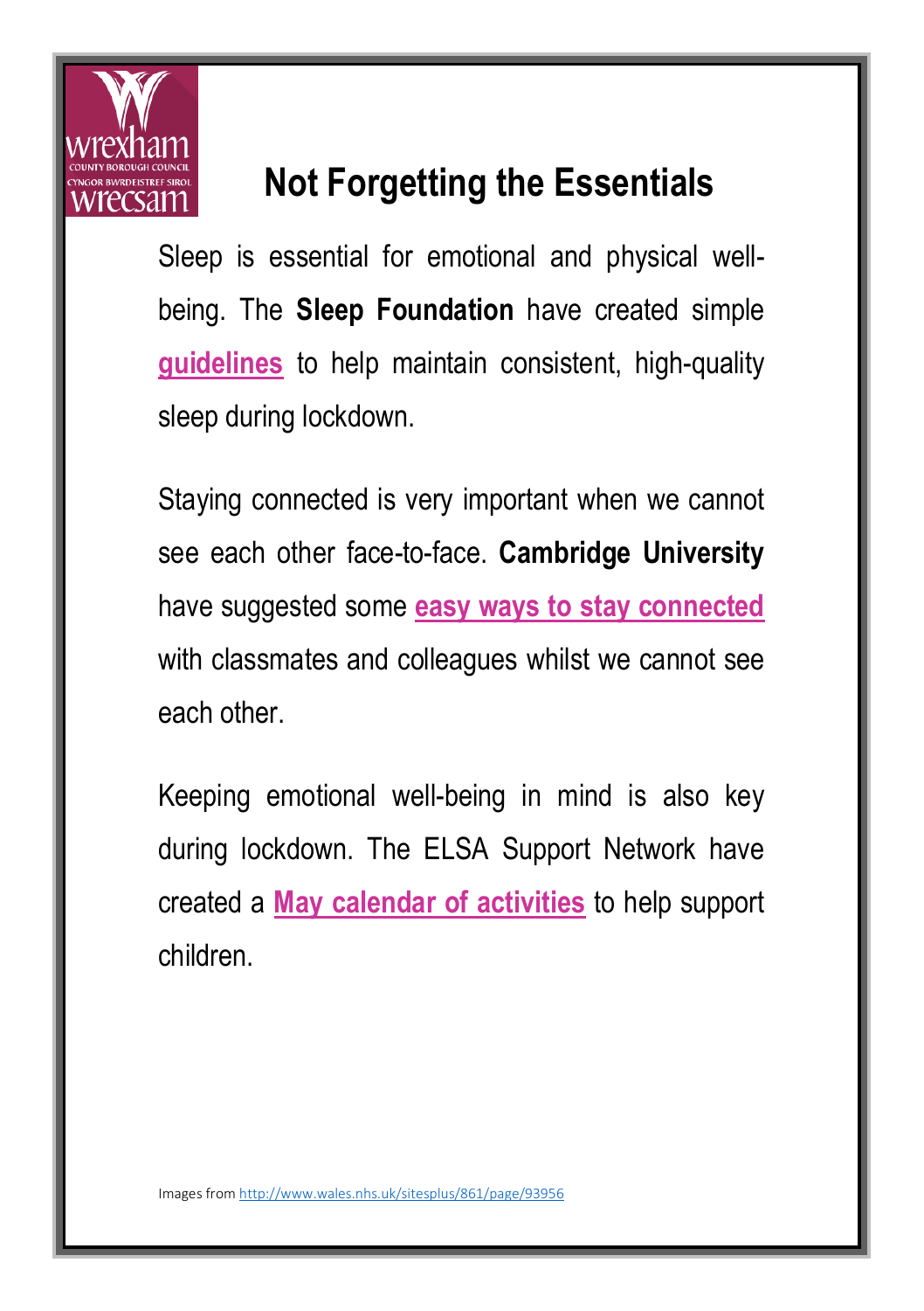# Not Forgetting the Essentials

Sleep is essential for emotional and physical well-being. The **Sleep Foundation** have created simple **guidelines** to help maintain consistent, high-quality sleep during lockdown.

Staying connected is very important when we cannot see each other face-to-face. **Cambridge University** have suggested some **easy ways to stay connected** with classmates and colleagues whilst we cannot see each other.

Keeping emotional well-being in mind is also key during lockdown. The ELSA Support Network have created a **May calendar of activities** to help support children.

Images from http://www.wales.nhs.uk/sitesplus/861/page/93956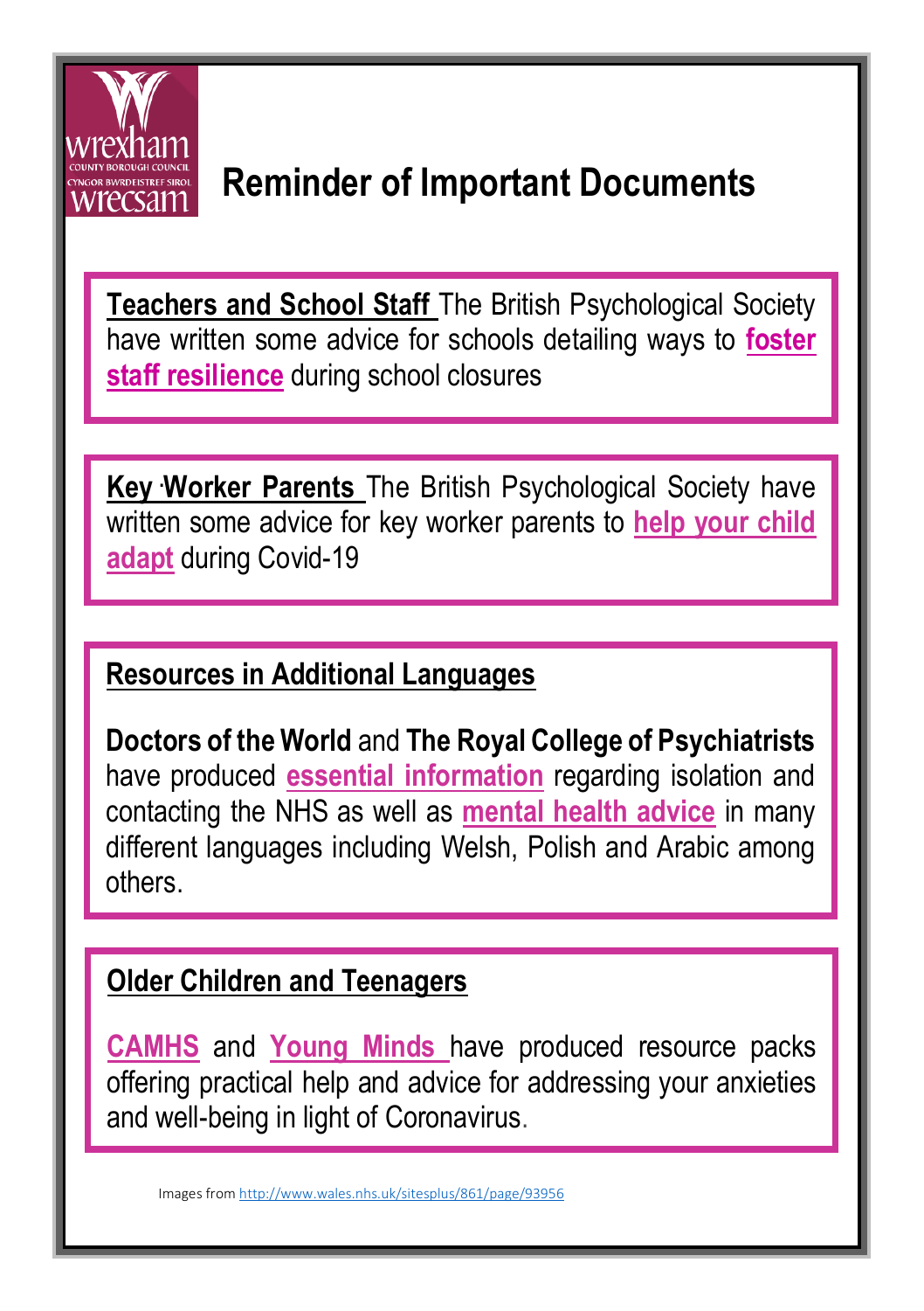# Reminder of Important Documents

**Teachers and School Staff** The British Psychological Society have written some advice for schools detailing ways to **foster staff resilience** during school closures

**Key Worker Parents** The British Psychological Society have written some advice for key worker parents to **help your child adapt** during Covid-19

## Resources in Additional Languages

**Doctors of the World** and **The Royal College of Psychiatrists** have produced **essential information** regarding isolation and contacting the NHS as well as **mental health advice** in many different languages including Welsh, Polish and Arabic among others.

## Older Children and Teenagers

**CAMHS** and **Young Minds** have produced resource packs offering practical help and advice for addressing your anxieties and well-being in light of Coronavirus.

Images from http://www.wales.nhs.uk/sitesplus/861/page/93956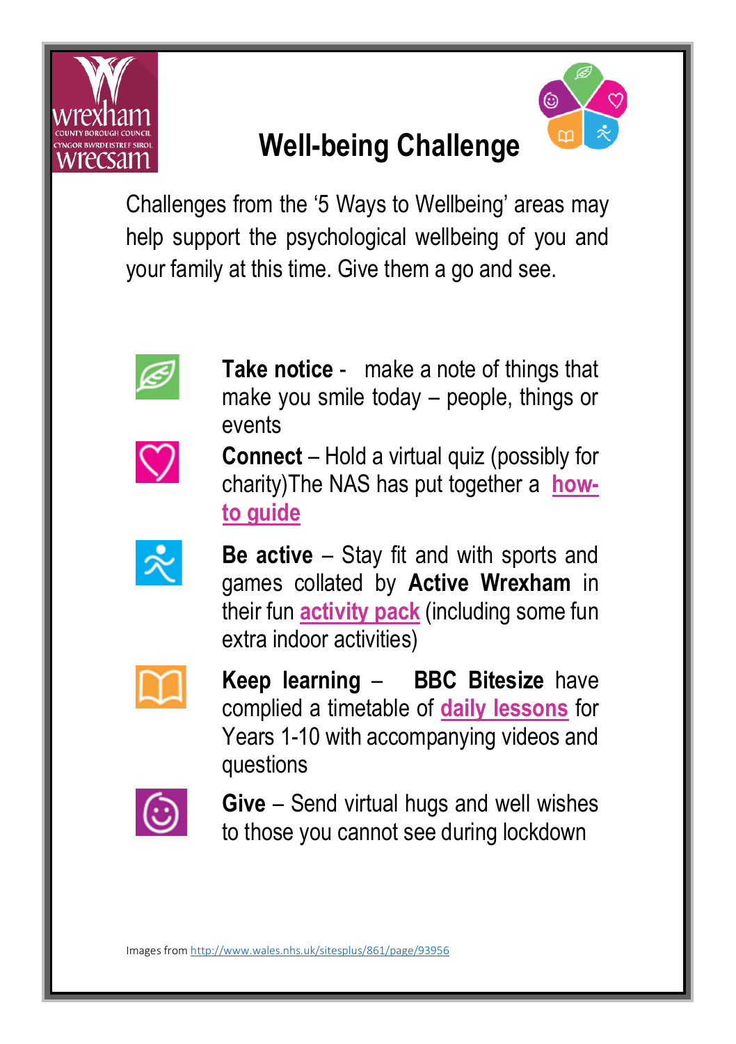# Well-being Challenge

Challenges from the '5 Ways to Wellbeing' areas may help support the psychological wellbeing of you and your family at this time. Give them a go and see.

**Take notice** - make a note of things that make you smile today – people, things or events

**Connect** – Hold a virtual quiz (possibly for charity)The NAS has put together a how-to guide

**Be active** – Stay fit and with sports and games collated by **Active Wrexham** in their fun activity pack (including some fun extra indoor activities)

**Keep learning** – **BBC Bitesize** have complied a timetable of daily lessons for Years 1-10 with accompanying videos and questions

**Give** – Send virtual hugs and well wishes to those you cannot see during lockdown

Images from http://www.wales.nhs.uk/sitesplus/861/page/93956